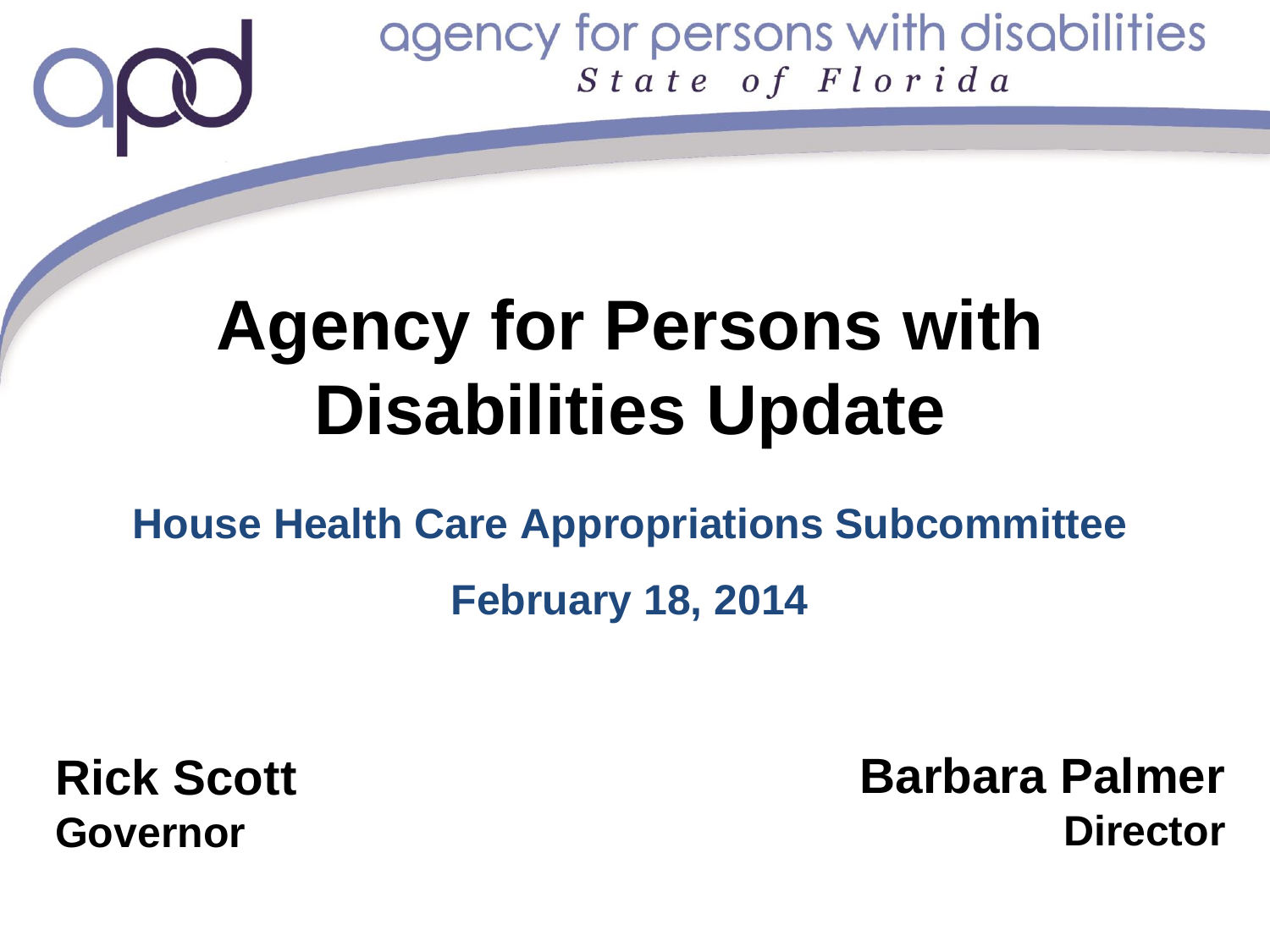agency for persons with disabilities

*State of Florida*

# Agency for Persons with Disabilities Update

## House Health Care Appropriations Subcommittee

## February 18, 2014

**Rick Scott**
**Governor**

**Barbara Palmer**
**Director**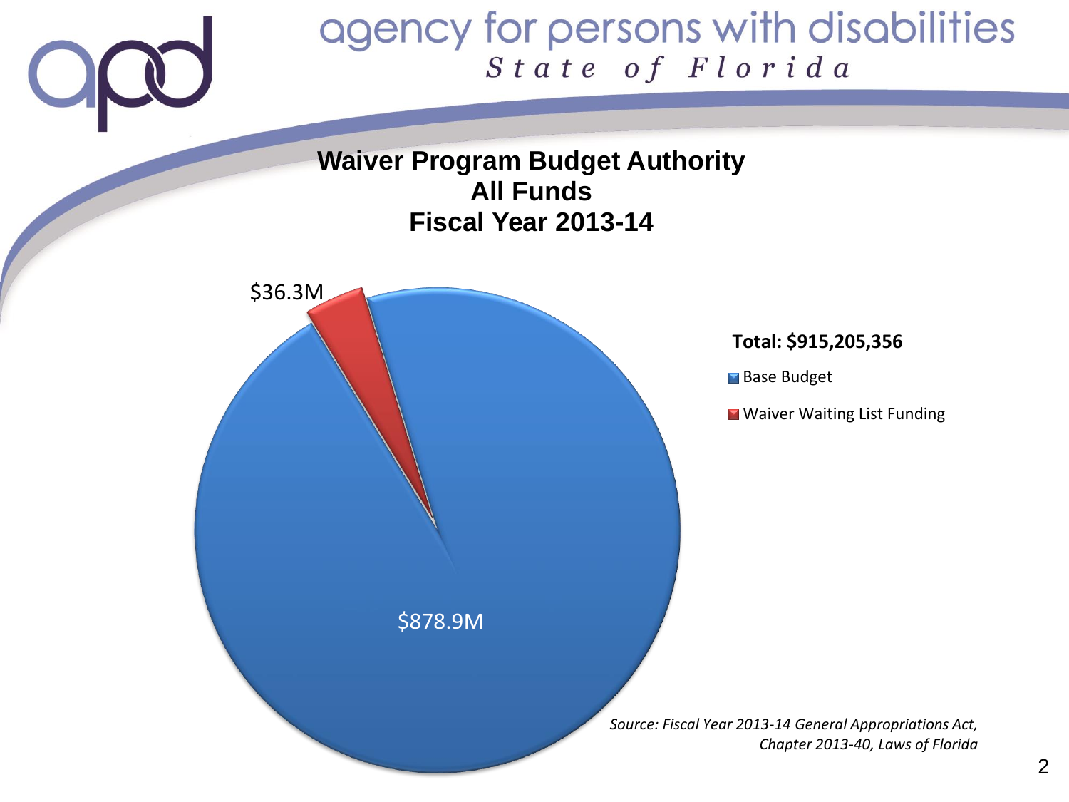# Waiver Program Budget Authority
## All Funds
## Fiscal Year 2013-14

**Total: $915,205,356**

| Category | Amount |
|---|---|
| Base Budget | $878.9M |
| Waiver Waiting List Funding | $36.3M |

*Source: Fiscal Year 2013-14 General Appropriations Act, Chapter 2013-40, Laws of Florida*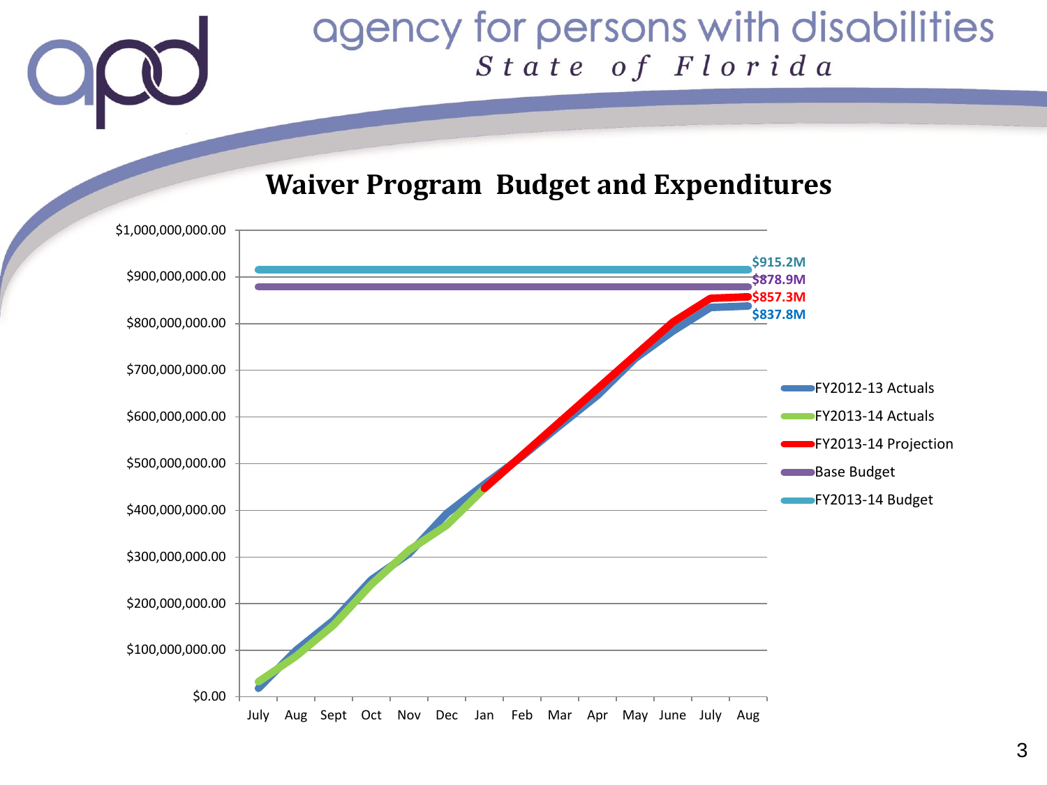# agency for persons with disabilities

*State of Florida*

## Waiver Program Budget and Expenditures

| | |
|---|---|
| FY2013-14 Budget | $915.2M |
| Base Budget | $878.9M |
| FY2013-14 Projection | $857.3M |
| FY2012-13 Actuals | $837.8M |

Y-axis: $0.00 to $1,000,000,000.00

X-axis: July, Aug, Sept, Oct, Nov, Dec, Jan, Feb, Mar, Apr, May, June, July, Aug

Legend: FY2012-13 Actuals, FY2013-14 Actuals, FY2013-14 Projection, Base Budget, FY2013-14 Budget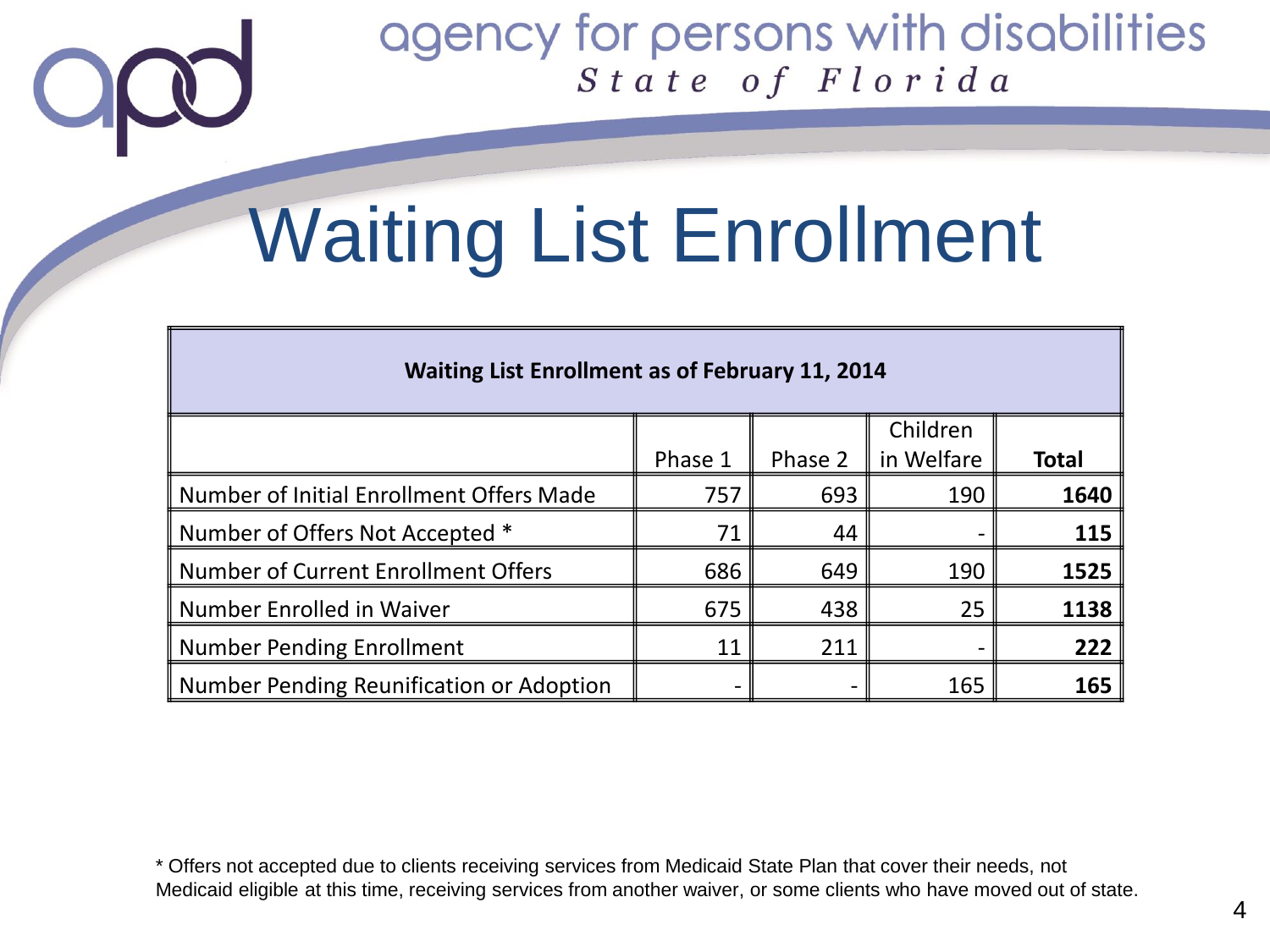# Waiting List Enrollment

| Waiting List Enrollment as of February 11, 2014 | | | | |
|---|---|---|---|---|
| | Phase 1 | Phase 2 | Children in Welfare | **Total** |
| Number of Initial Enrollment Offers Made | 757 | 693 | 190 | **1640** |
| Number of Offers Not Accepted * | 71 | 44 | - | **115** |
| Number of Current Enrollment Offers | 686 | 649 | 190 | **1525** |
| Number Enrolled in Waiver | 675 | 438 | 25 | **1138** |
| Number Pending Enrollment | 11 | 211 | - | **222** |
| Number Pending Reunification or Adoption | - | - | 165 | **165** |

* Offers not accepted due to clients receiving services from Medicaid State Plan that cover their needs, not Medicaid eligible at this time, receiving services from another waiver, or some clients who have moved out of state.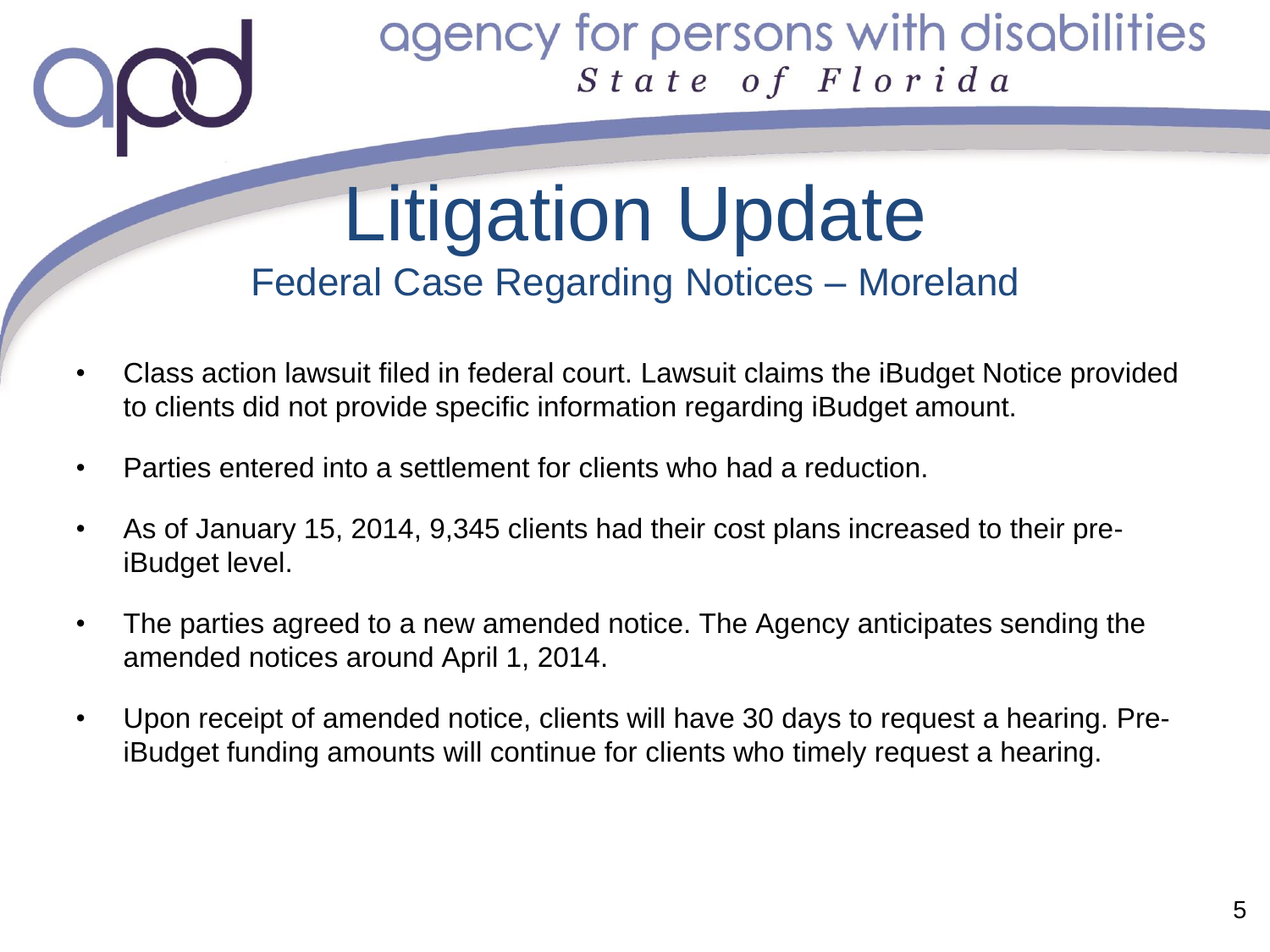agency for persons with disabilities
*State of Florida*

# Litigation Update

## Federal Case Regarding Notices – Moreland

- Class action lawsuit filed in federal court. Lawsuit claims the iBudget Notice provided to clients did not provide specific information regarding iBudget amount.
- Parties entered into a settlement for clients who had a reduction.
- As of January 15, 2014, 9,345 clients had their cost plans increased to their pre-iBudget level.
- The parties agreed to a new amended notice. The Agency anticipates sending the amended notices around April 1, 2014.
- Upon receipt of amended notice, clients will have 30 days to request a hearing. Pre-iBudget funding amounts will continue for clients who timely request a hearing.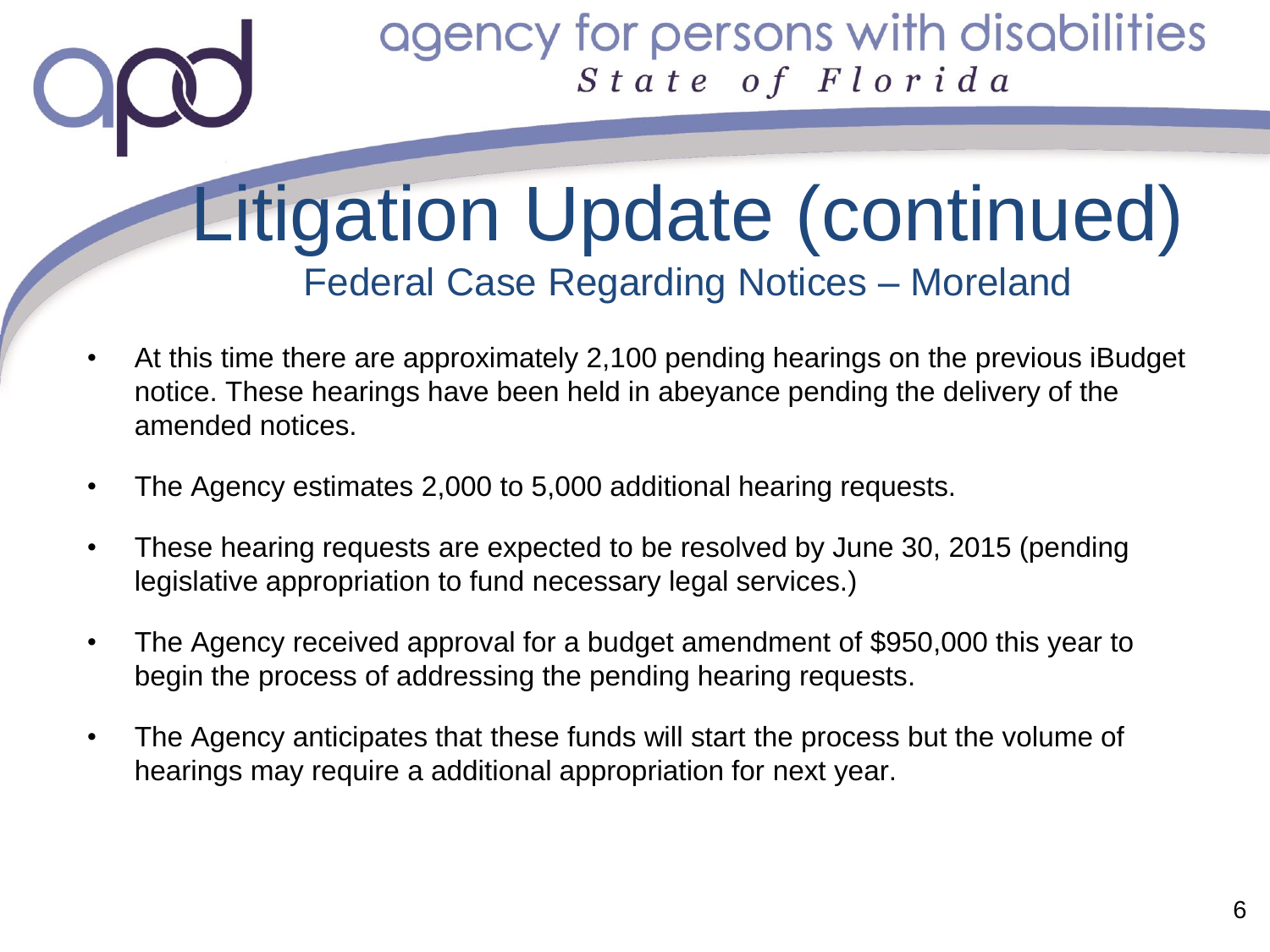# Litigation Update (continued)

## Federal Case Regarding Notices – Moreland

- At this time there are approximately 2,100 pending hearings on the previous iBudget notice. These hearings have been held in abeyance pending the delivery of the amended notices.
- The Agency estimates 2,000 to 5,000 additional hearing requests.
- These hearing requests are expected to be resolved by June 30, 2015 (pending legislative appropriation to fund necessary legal services.)
- The Agency received approval for a budget amendment of $950,000 this year to begin the process of addressing the pending hearing requests.
- The Agency anticipates that these funds will start the process but the volume of hearings may require a additional appropriation for next year.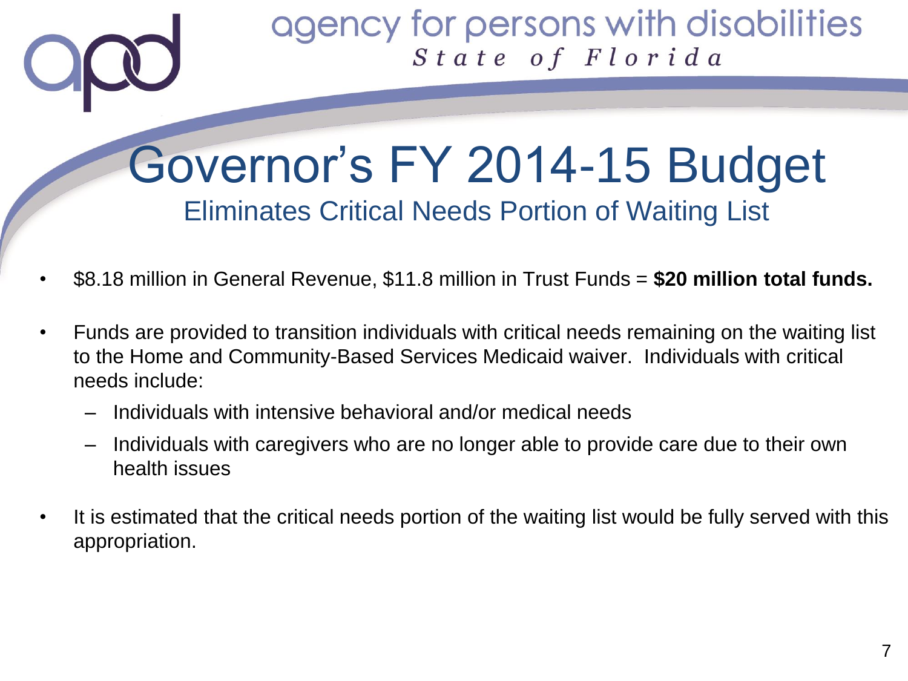# Governor's FY 2014-15 Budget

## Eliminates Critical Needs Portion of Waiting List

- $8.18 million in General Revenue, $11.8 million in Trust Funds = **$20 million total funds.**
- Funds are provided to transition individuals with critical needs remaining on the waiting list to the Home and Community-Based Services Medicaid waiver. Individuals with critical needs include:
  - Individuals with intensive behavioral and/or medical needs
  - Individuals with caregivers who are no longer able to provide care due to their own health issues
- It is estimated that the critical needs portion of the waiting list would be fully served with this appropriation.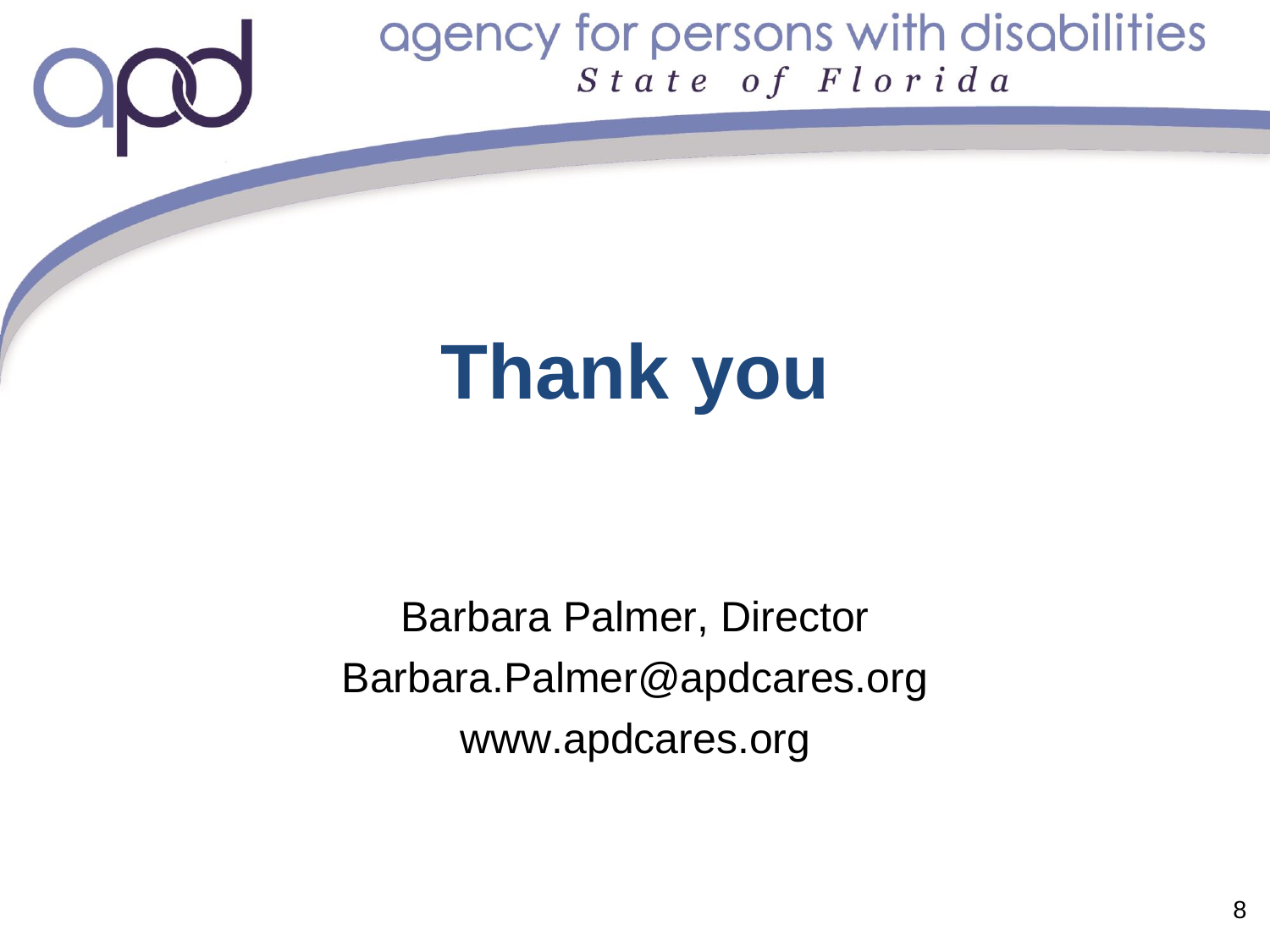agency for persons with disabilities
*State of Florida*

# Thank you

Barbara Palmer, Director
Barbara.Palmer@apdcares.org
www.apdcares.org